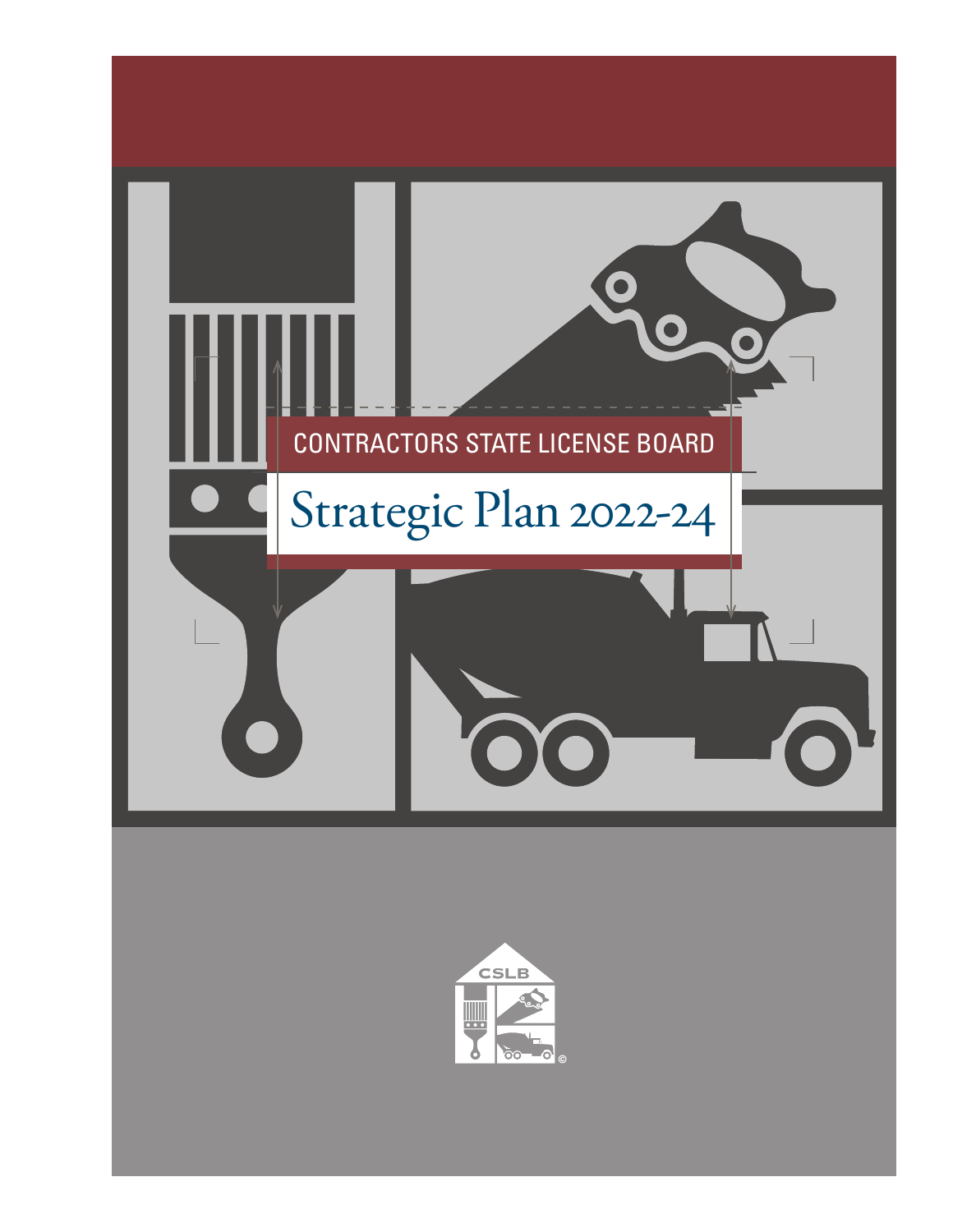CONTRACTORS STATE LICENSE BOARD

# Strategic Plan 2022-24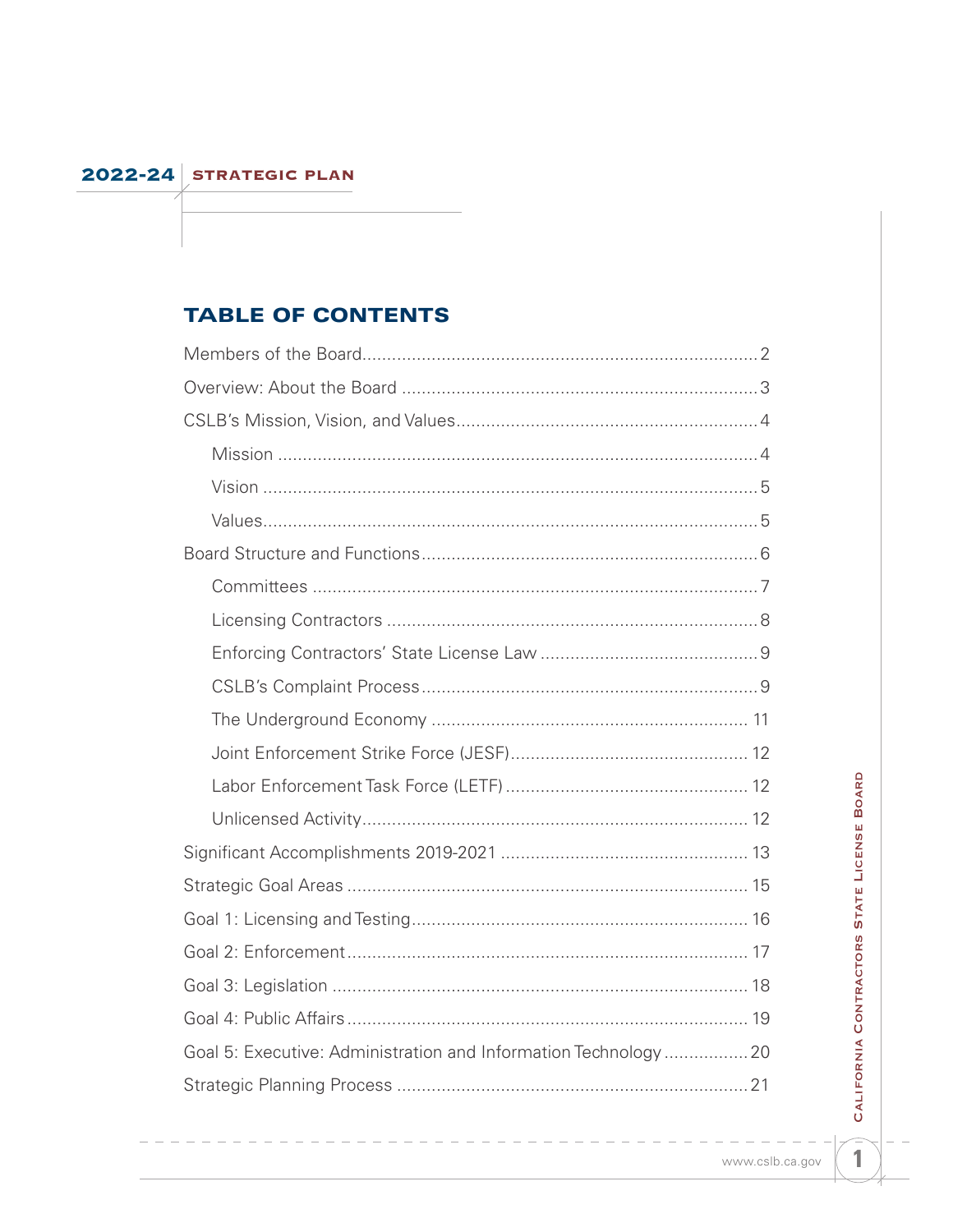# TABLE OF CONTENTS

- Members of the Board ........ 2
- Overview: About the Board ........ 3
- CSLB's Mission, Vision, and Values ........ 4
  - Mission ........ 4
  - Vision ........ 5
  - Values ........ 5
- Board Structure and Functions ........ 6
  - Committees ........ 7
  - Licensing Contractors ........ 8
  - Enforcing Contractors' State License Law ........ 9
  - CSLB's Complaint Process ........ 9
  - The Underground Economy ........ 11
  - Joint Enforcement Strike Force (JESF) ........ 12
  - Labor Enforcement Task Force (LETF) ........ 12
  - Unlicensed Activity ........ 12
- Significant Accomplishments 2019-2021 ........ 13
- Strategic Goal Areas ........ 15
- Goal 1: Licensing and Testing ........ 16
- Goal 2: Enforcement ........ 17
- Goal 3: Legislation ........ 18
- Goal 4: Public Affairs ........ 19
- Goal 5: Executive: Administration and Information Technology ........ 20
- Strategic Planning Process ........ 21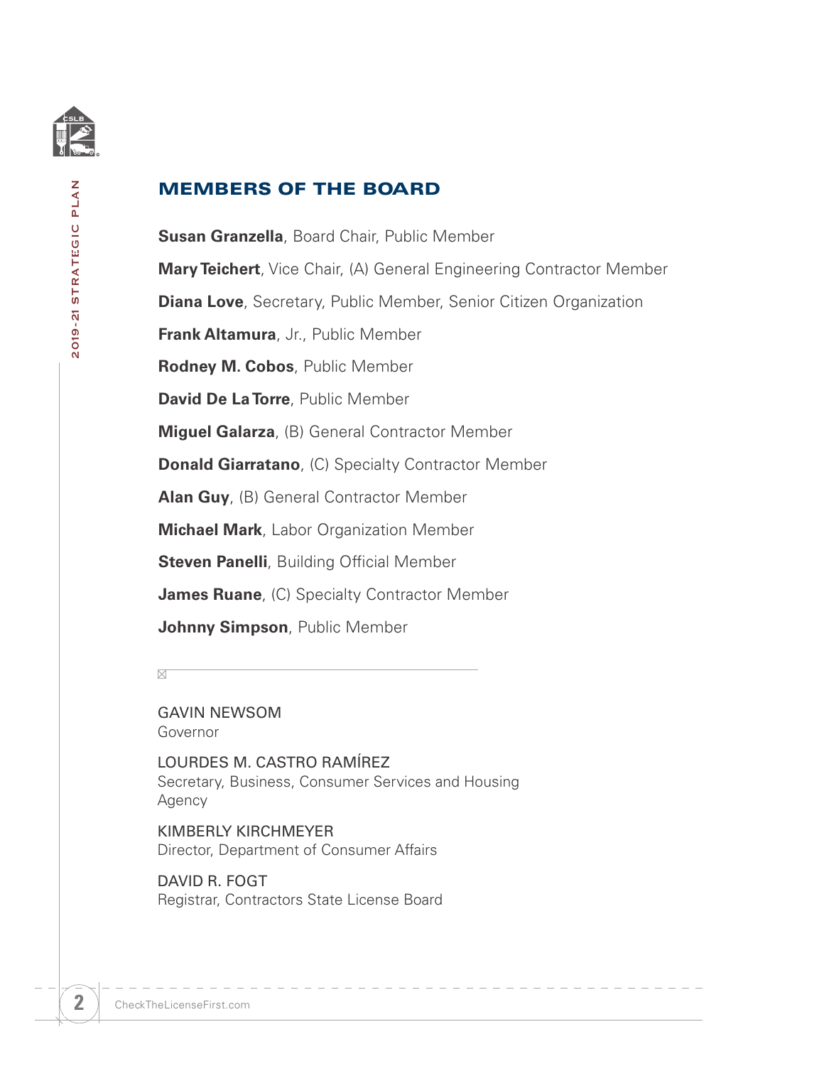## MEMBERS OF THE BOARD

**Susan Granzella**, Board Chair, Public Member

**Mary Teichert**, Vice Chair, (A) General Engineering Contractor Member

**Diana Love**, Secretary, Public Member, Senior Citizen Organization

**Frank Altamura**, Jr., Public Member

**Rodney M. Cobos**, Public Member

**David De La Torre**, Public Member

**Miguel Galarza**, (B) General Contractor Member

**Donald Giarratano**, (C) Specialty Contractor Member

**Alan Guy**, (B) General Contractor Member

**Michael Mark**, Labor Organization Member

**Steven Panelli**, Building Official Member

**James Ruane**, (C) Specialty Contractor Member

**Johnny Simpson**, Public Member

---

GAVIN NEWSOM
Governor

LOURDES M. CASTRO RAMÍREZ
Secretary, Business, Consumer Services and Housing Agency

KIMBERLY KIRCHMEYER
Director, Department of Consumer Affairs

DAVID R. FOGT
Registrar, Contractors State License Board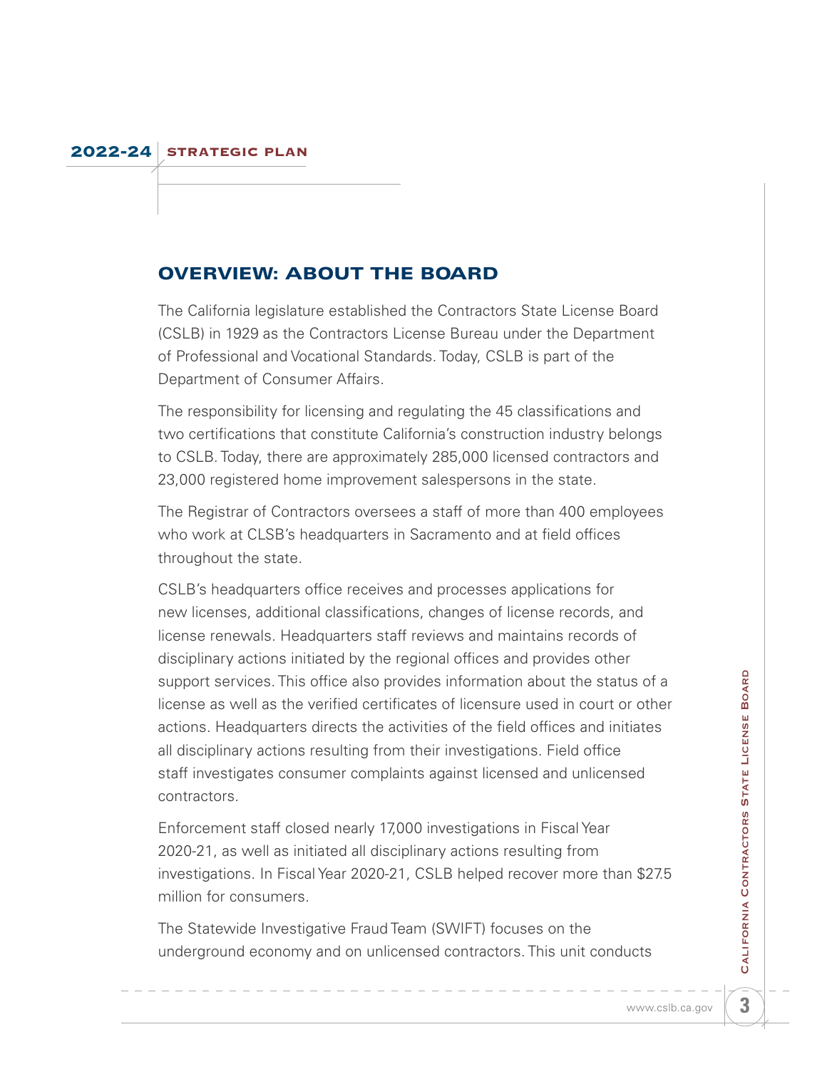## OVERVIEW: ABOUT THE BOARD

The California legislature established the Contractors State License Board (CSLB) in 1929 as the Contractors License Bureau under the Department of Professional and Vocational Standards. Today, CSLB is part of the Department of Consumer Affairs.

The responsibility for licensing and regulating the 45 classifications and two certifications that constitute California's construction industry belongs to CSLB. Today, there are approximately 285,000 licensed contractors and 23,000 registered home improvement salespersons in the state.

The Registrar of Contractors oversees a staff of more than 400 employees who work at CLSB's headquarters in Sacramento and at field offices throughout the state.

CSLB's headquarters office receives and processes applications for new licenses, additional classifications, changes of license records, and license renewals. Headquarters staff reviews and maintains records of disciplinary actions initiated by the regional offices and provides other support services. This office also provides information about the status of a license as well as the verified certificates of licensure used in court or other actions. Headquarters directs the activities of the field offices and initiates all disciplinary actions resulting from their investigations. Field office staff investigates consumer complaints against licensed and unlicensed contractors.

Enforcement staff closed nearly 17,000 investigations in Fiscal Year 2020-21, as well as initiated all disciplinary actions resulting from investigations. In Fiscal Year 2020-21, CSLB helped recover more than $27.5 million for consumers.

The Statewide Investigative Fraud Team (SWIFT) focuses on the underground economy and on unlicensed contractors. This unit conducts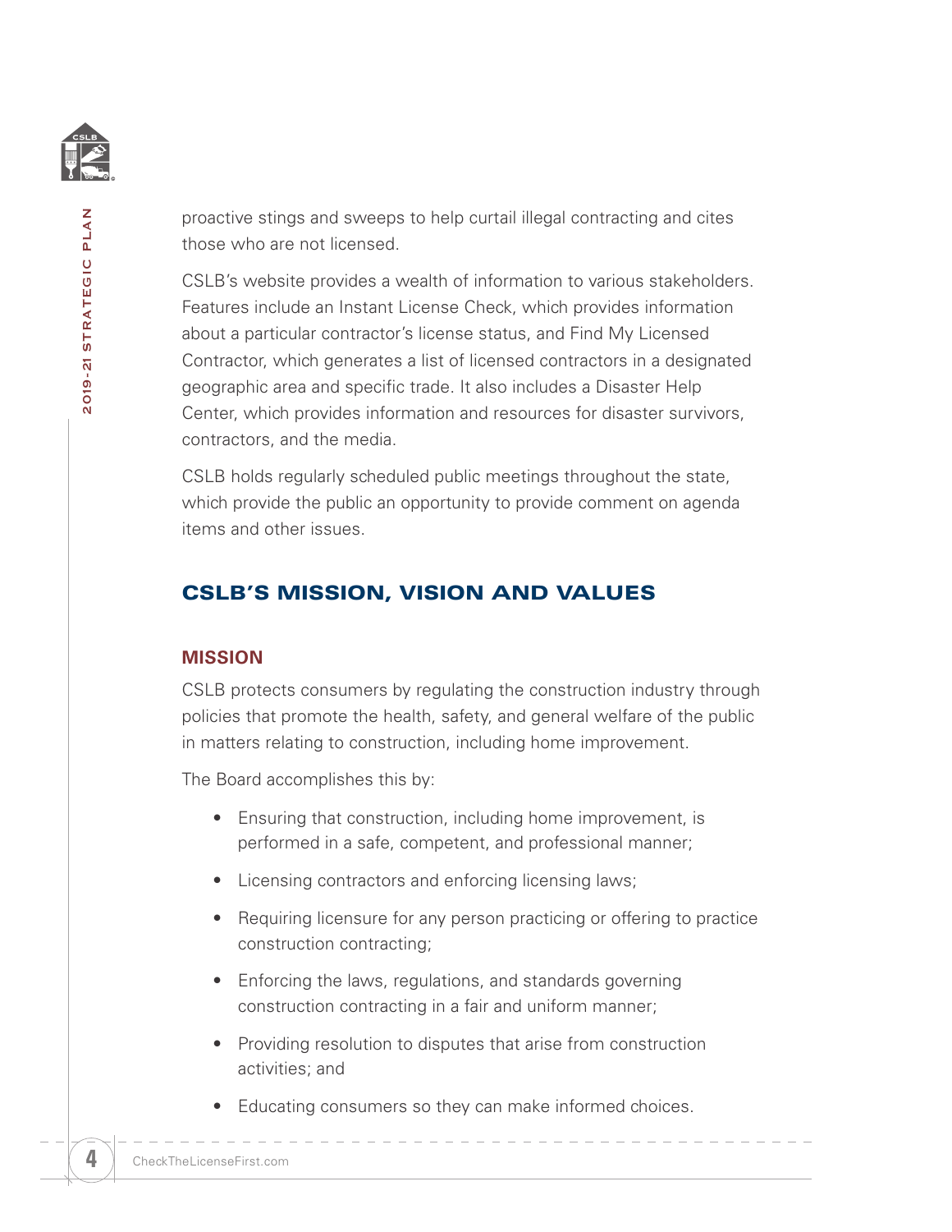proactive stings and sweeps to help curtail illegal contracting and cites those who are not licensed.

CSLB's website provides a wealth of information to various stakeholders. Features include an Instant License Check, which provides information about a particular contractor's license status, and Find My Licensed Contractor, which generates a list of licensed contractors in a designated geographic area and specific trade. It also includes a Disaster Help Center, which provides information and resources for disaster survivors, contractors, and the media.

CSLB holds regularly scheduled public meetings throughout the state, which provide the public an opportunity to provide comment on agenda items and other issues.

## CSLB'S MISSION, VISION AND VALUES

### MISSION

CSLB protects consumers by regulating the construction industry through policies that promote the health, safety, and general welfare of the public in matters relating to construction, including home improvement.

The Board accomplishes this by:

- Ensuring that construction, including home improvement, is performed in a safe, competent, and professional manner;
- Licensing contractors and enforcing licensing laws;
- Requiring licensure for any person practicing or offering to practice construction contracting;
- Enforcing the laws, regulations, and standards governing construction contracting in a fair and uniform manner;
- Providing resolution to disputes that arise from construction activities; and
- Educating consumers so they can make informed choices.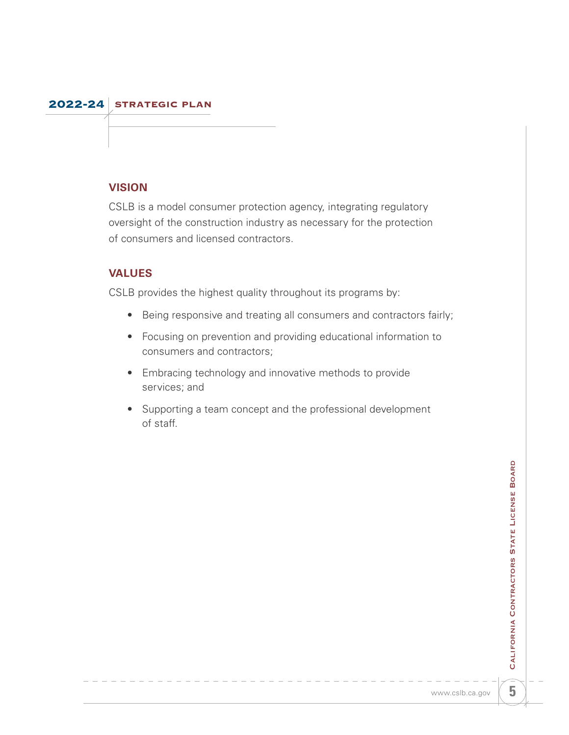## VISION

CSLB is a model consumer protection agency, integrating regulatory oversight of the construction industry as necessary for the protection of consumers and licensed contractors.

## VALUES

CSLB provides the highest quality throughout its programs by:

- Being responsive and treating all consumers and contractors fairly;
- Focusing on prevention and providing educational information to consumers and contractors;
- Embracing technology and innovative methods to provide services; and
- Supporting a team concept and the professional development of staff.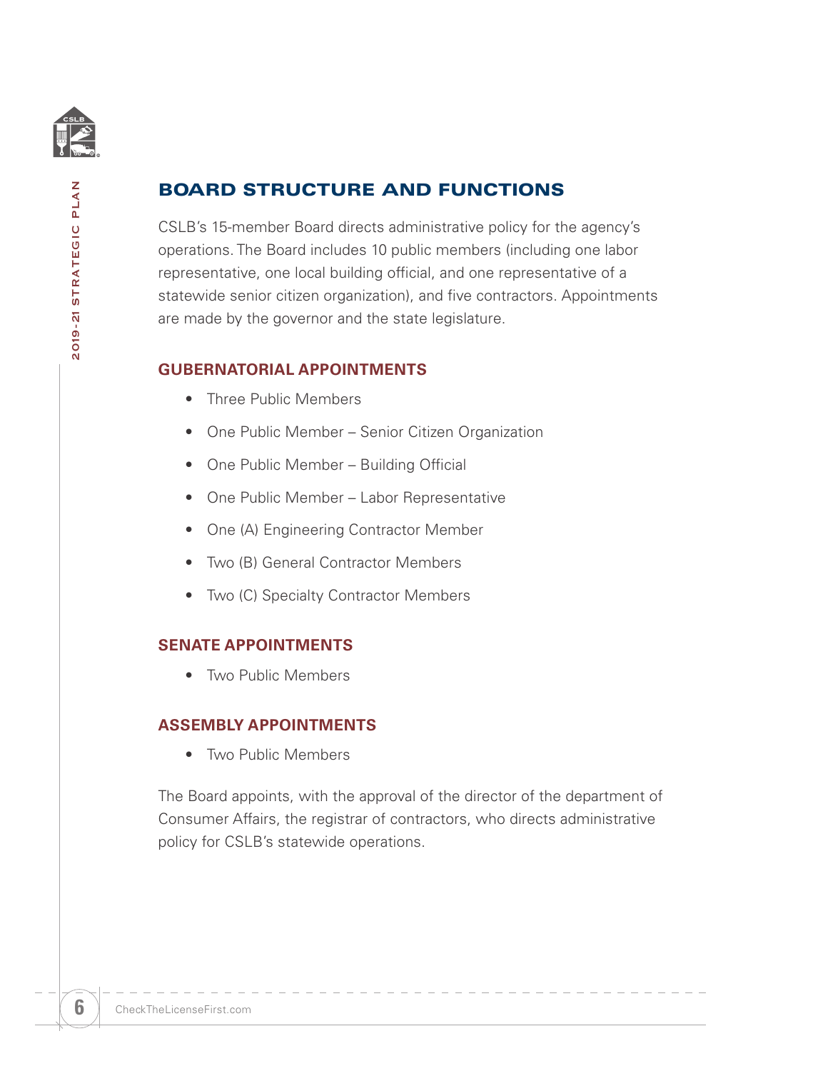## BOARD STRUCTURE AND FUNCTIONS

CSLB's 15-member Board directs administrative policy for the agency's operations. The Board includes 10 public members (including one labor representative, one local building official, and one representative of a statewide senior citizen organization), and five contractors. Appointments are made by the governor and the state legislature.

### GUBERNATORIAL APPOINTMENTS

- Three Public Members
- One Public Member – Senior Citizen Organization
- One Public Member – Building Official
- One Public Member – Labor Representative
- One (A) Engineering Contractor Member
- Two (B) General Contractor Members
- Two (C) Specialty Contractor Members

### SENATE APPOINTMENTS

- Two Public Members

### ASSEMBLY APPOINTMENTS

- Two Public Members

The Board appoints, with the approval of the director of the department of Consumer Affairs, the registrar of contractors, who directs administrative policy for CSLB's statewide operations.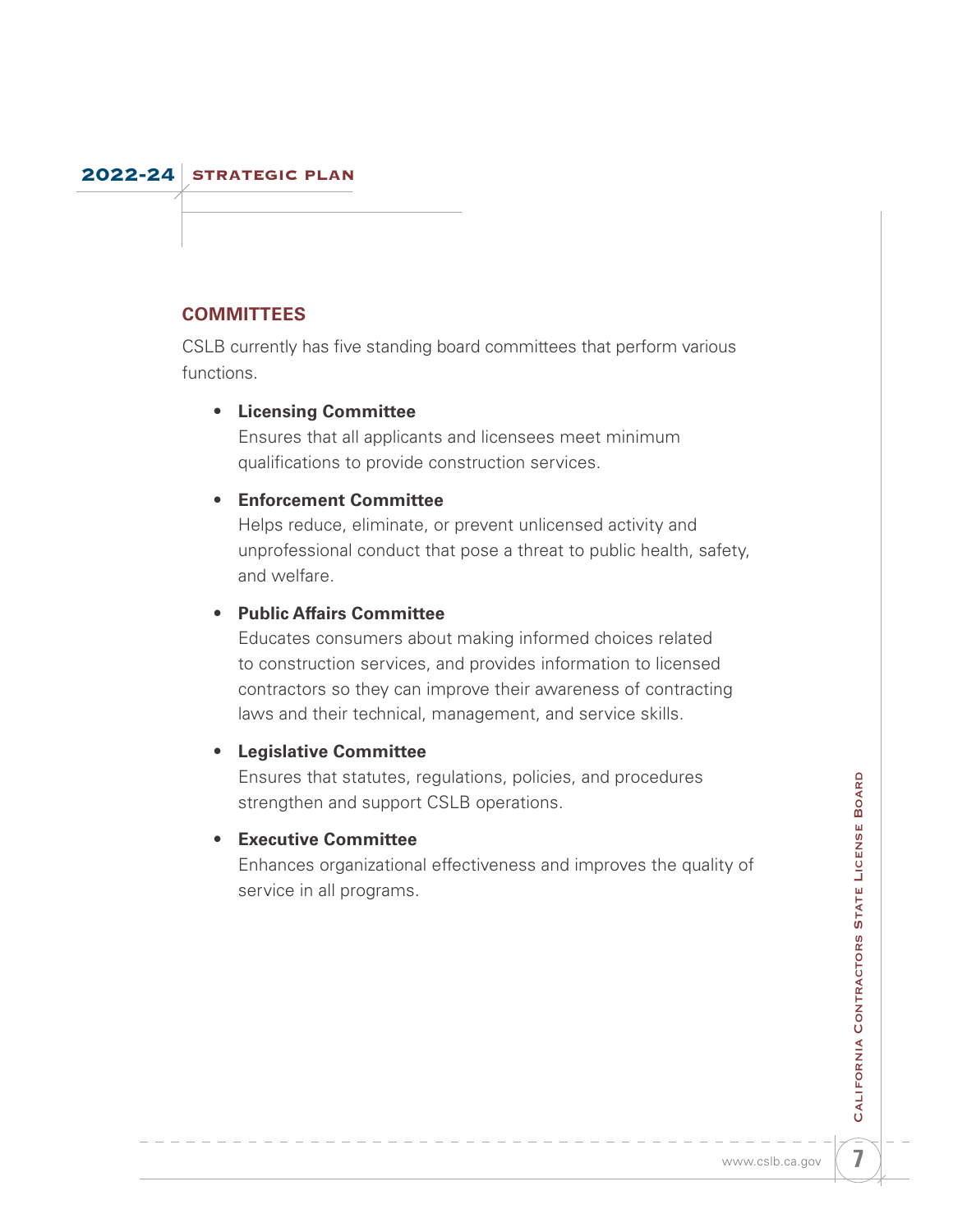## COMMITTEES

CSLB currently has five standing board committees that perform various functions.

- **Licensing Committee**
  Ensures that all applicants and licensees meet minimum qualifications to provide construction services.

- **Enforcement Committee**
  Helps reduce, eliminate, or prevent unlicensed activity and unprofessional conduct that pose a threat to public health, safety, and welfare.

- **Public Affairs Committee**
  Educates consumers about making informed choices related to construction services, and provides information to licensed contractors so they can improve their awareness of contracting laws and their technical, management, and service skills.

- **Legislative Committee**
  Ensures that statutes, regulations, policies, and procedures strengthen and support CSLB operations.

- **Executive Committee**
  Enhances organizational effectiveness and improves the quality of service in all programs.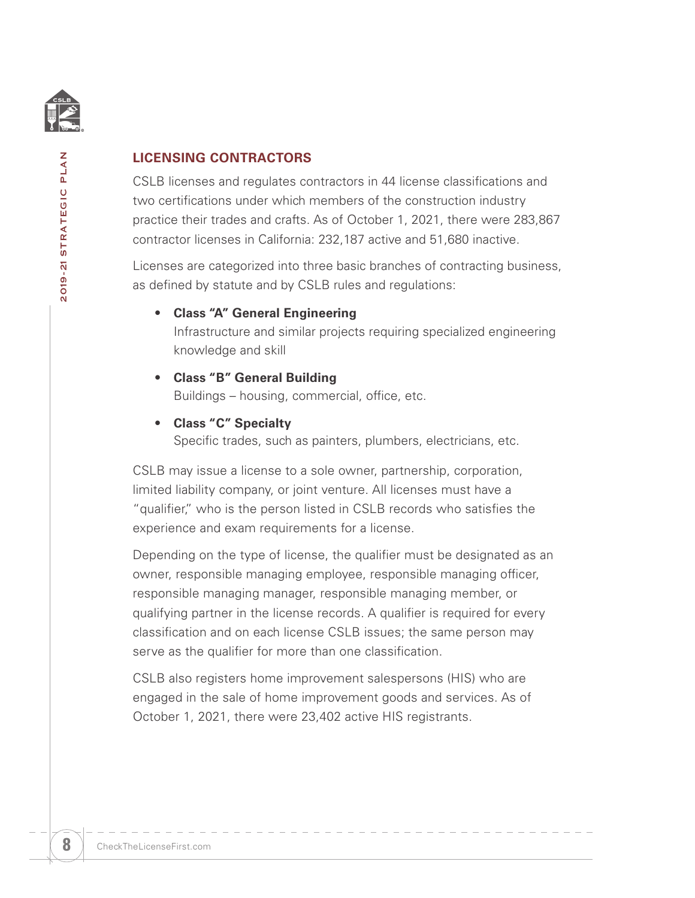## LICENSING CONTRACTORS

CSLB licenses and regulates contractors in 44 license classifications and two certifications under which members of the construction industry practice their trades and crafts. As of October 1, 2021, there were 283,867 contractor licenses in California: 232,187 active and 51,680 inactive.

Licenses are categorized into three basic branches of contracting business, as defined by statute and by CSLB rules and regulations:

- **Class "A" General Engineering**
  Infrastructure and similar projects requiring specialized engineering knowledge and skill
- **Class "B" General Building**
  Buildings – housing, commercial, office, etc.
- **Class "C" Specialty**
  Specific trades, such as painters, plumbers, electricians, etc.

CSLB may issue a license to a sole owner, partnership, corporation, limited liability company, or joint venture. All licenses must have a "qualifier," who is the person listed in CSLB records who satisfies the experience and exam requirements for a license.

Depending on the type of license, the qualifier must be designated as an owner, responsible managing employee, responsible managing officer, responsible managing manager, responsible managing member, or qualifying partner in the license records. A qualifier is required for every classification and on each license CSLB issues; the same person may serve as the qualifier for more than one classification.

CSLB also registers home improvement salespersons (HIS) who are engaged in the sale of home improvement goods and services. As of October 1, 2021, there were 23,402 active HIS registrants.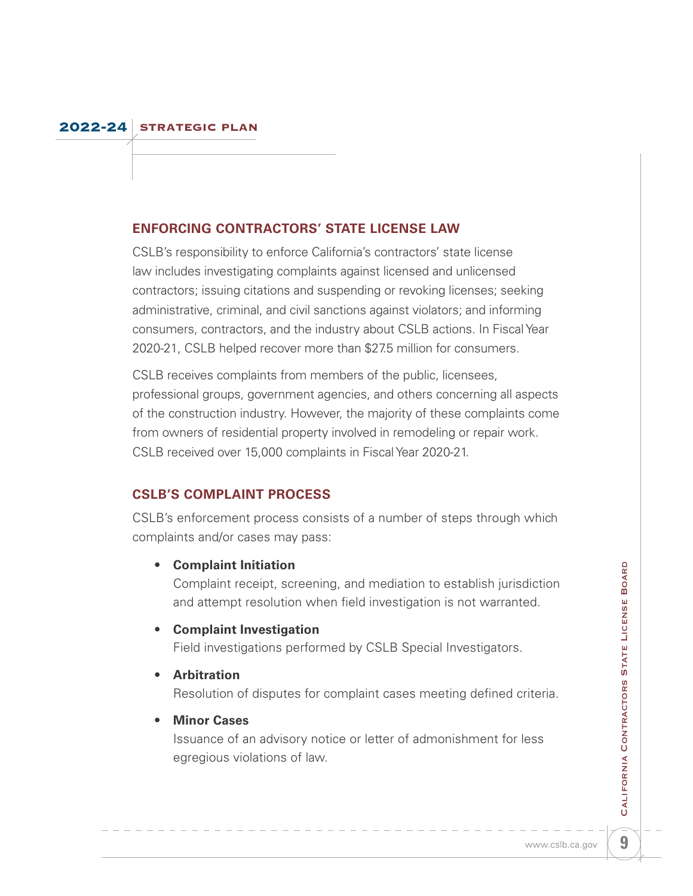## ENFORCING CONTRACTORS' STATE LICENSE LAW

CSLB's responsibility to enforce California's contractors' state license law includes investigating complaints against licensed and unlicensed contractors; issuing citations and suspending or revoking licenses; seeking administrative, criminal, and civil sanctions against violators; and informing consumers, contractors, and the industry about CSLB actions. In Fiscal Year 2020-21, CSLB helped recover more than $27.5 million for consumers.

CSLB receives complaints from members of the public, licensees, professional groups, government agencies, and others concerning all aspects of the construction industry. However, the majority of these complaints come from owners of residential property involved in remodeling or repair work. CSLB received over 15,000 complaints in Fiscal Year 2020-21.

## CSLB'S COMPLAINT PROCESS

CSLB's enforcement process consists of a number of steps through which complaints and/or cases may pass:

- **Complaint Initiation**
  Complaint receipt, screening, and mediation to establish jurisdiction and attempt resolution when field investigation is not warranted.
- **Complaint Investigation**
  Field investigations performed by CSLB Special Investigators.
- **Arbitration**
  Resolution of disputes for complaint cases meeting defined criteria.
- **Minor Cases**
  Issuance of an advisory notice or letter of admonishment for less egregious violations of law.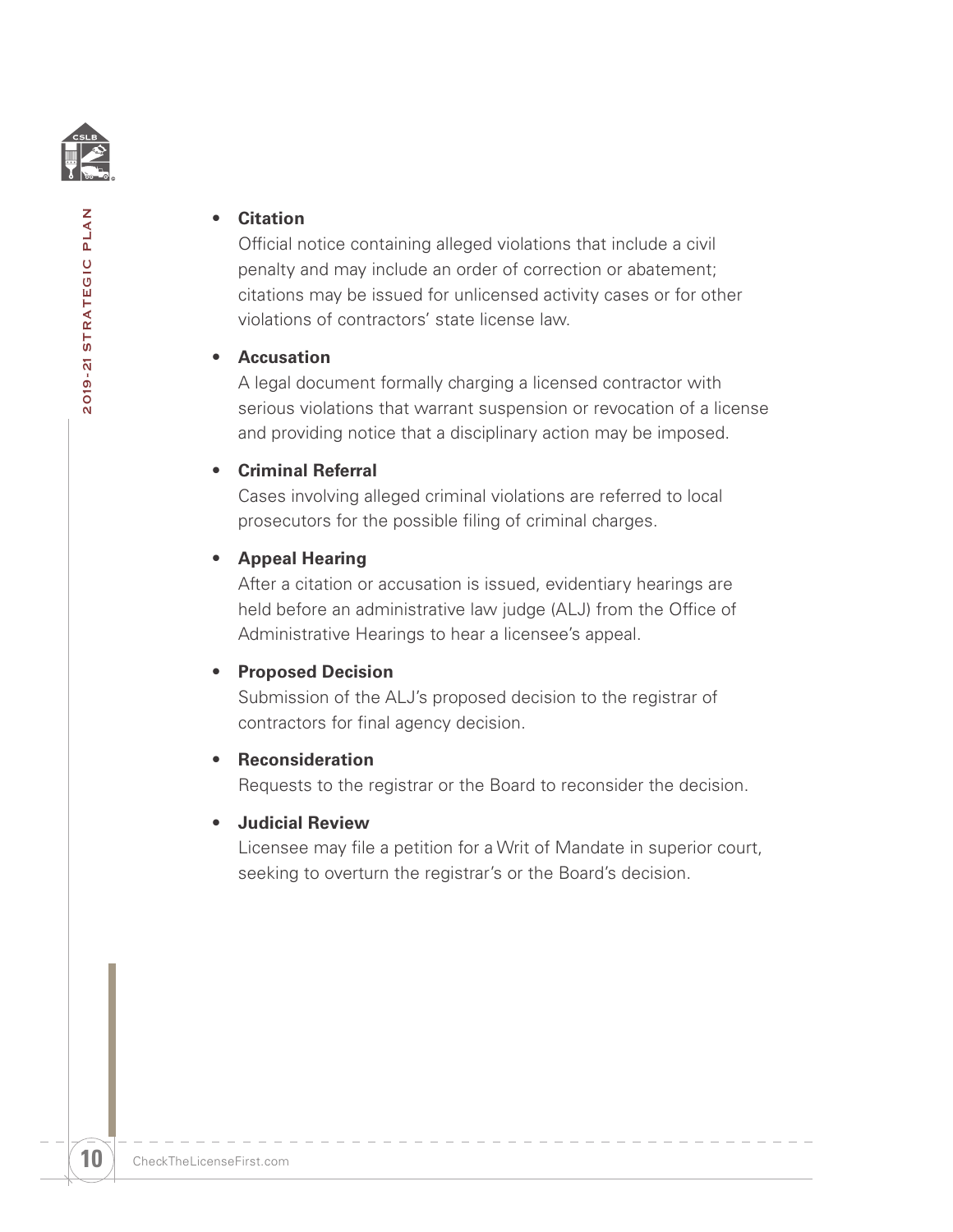- **Citation**
  Official notice containing alleged violations that include a civil penalty and may include an order of correction or abatement; citations may be issued for unlicensed activity cases or for other violations of contractors' state license law.

- **Accusation**
  A legal document formally charging a licensed contractor with serious violations that warrant suspension or revocation of a license and providing notice that a disciplinary action may be imposed.

- **Criminal Referral**
  Cases involving alleged criminal violations are referred to local prosecutors for the possible filing of criminal charges.

- **Appeal Hearing**
  After a citation or accusation is issued, evidentiary hearings are held before an administrative law judge (ALJ) from the Office of Administrative Hearings to hear a licensee's appeal.

- **Proposed Decision**
  Submission of the ALJ's proposed decision to the registrar of contractors for final agency decision.

- **Reconsideration**
  Requests to the registrar or the Board to reconsider the decision.

- **Judicial Review**
  Licensee may file a petition for a Writ of Mandate in superior court, seeking to overturn the registrar's or the Board's decision.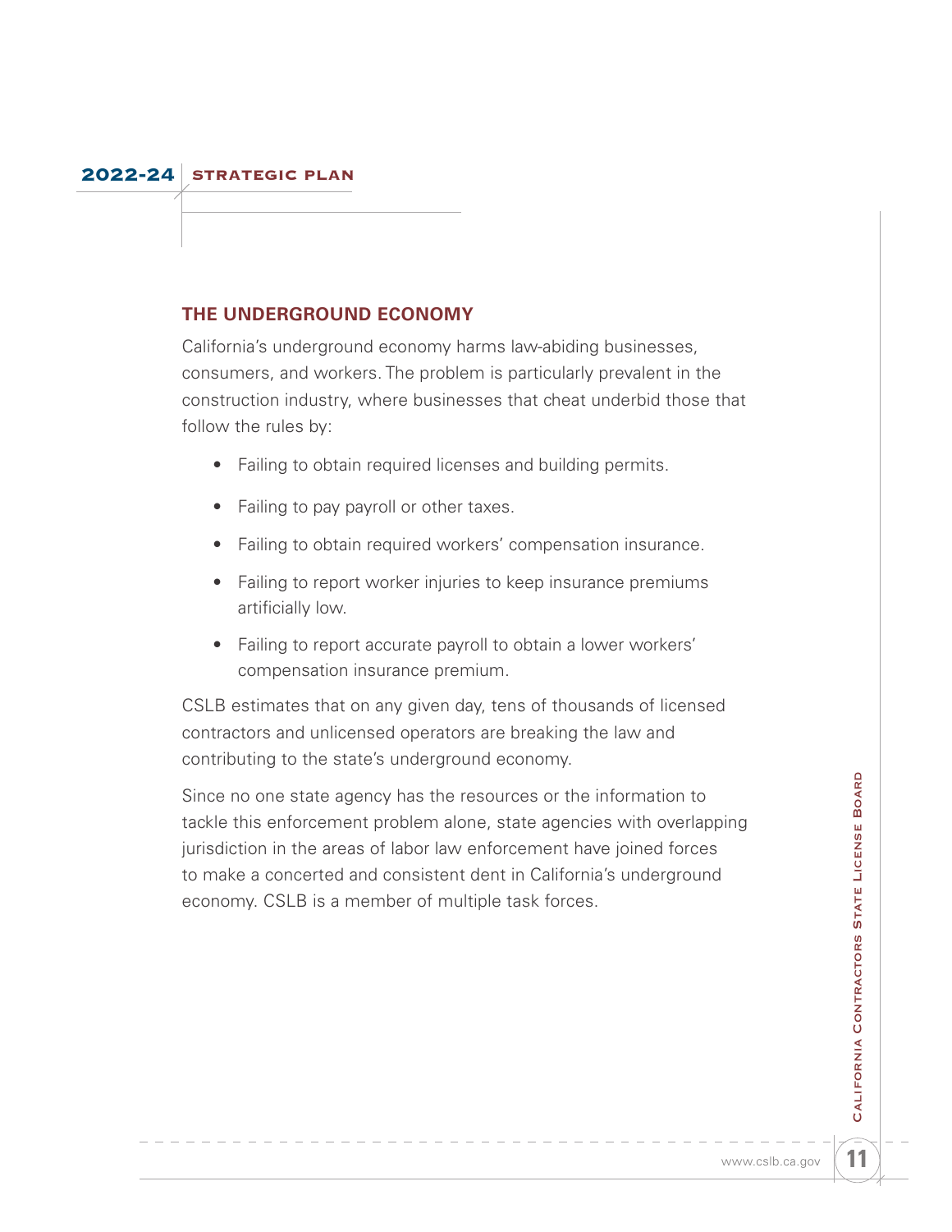## THE UNDERGROUND ECONOMY

California's underground economy harms law-abiding businesses, consumers, and workers. The problem is particularly prevalent in the construction industry, where businesses that cheat underbid those that follow the rules by:

- Failing to obtain required licenses and building permits.
- Failing to pay payroll or other taxes.
- Failing to obtain required workers' compensation insurance.
- Failing to report worker injuries to keep insurance premiums artificially low.
- Failing to report accurate payroll to obtain a lower workers' compensation insurance premium.

CSLB estimates that on any given day, tens of thousands of licensed contractors and unlicensed operators are breaking the law and contributing to the state's underground economy.

Since no one state agency has the resources or the information to tackle this enforcement problem alone, state agencies with overlapping jurisdiction in the areas of labor law enforcement have joined forces to make a concerted and consistent dent in California's underground economy. CSLB is a member of multiple task forces.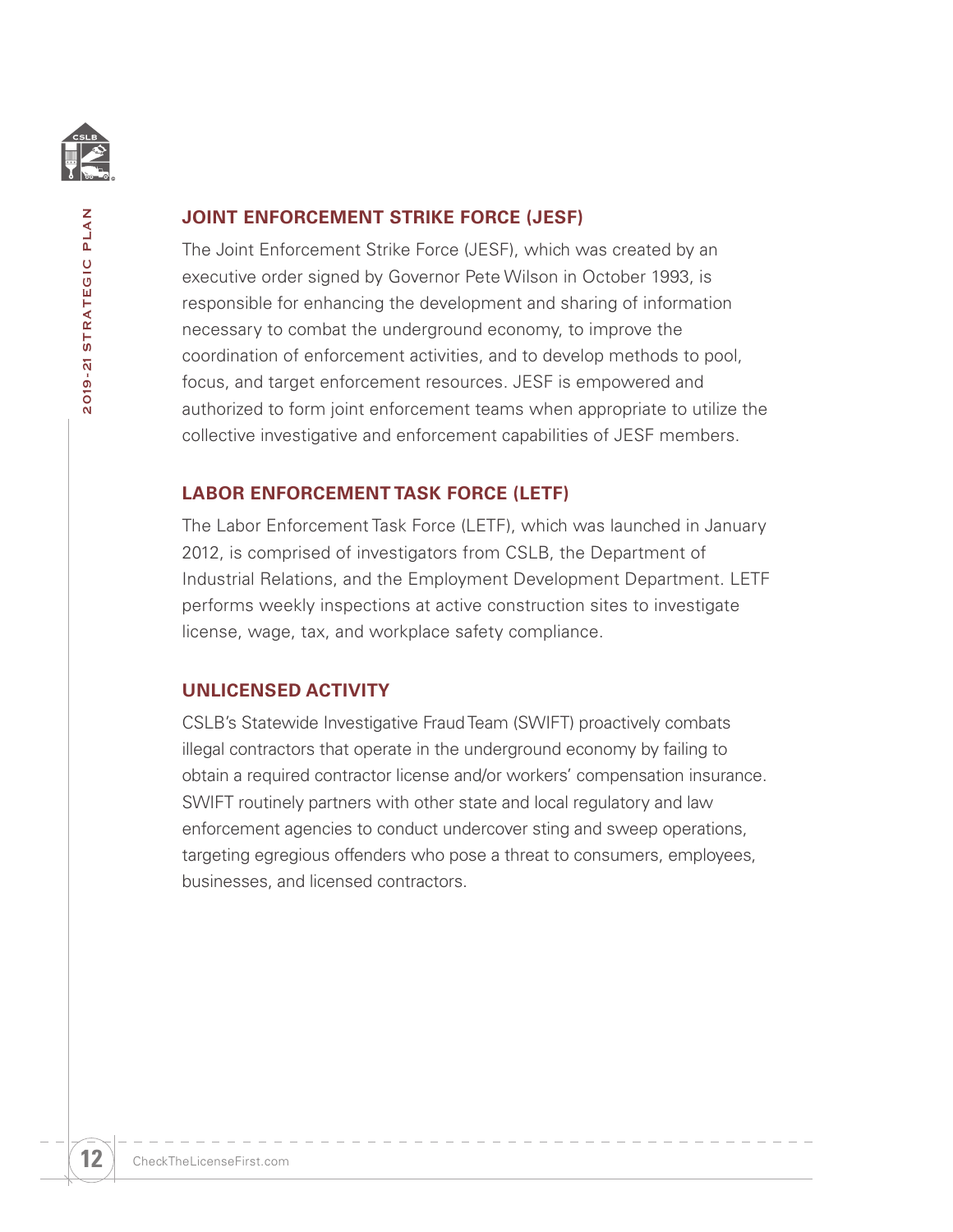## JOINT ENFORCEMENT STRIKE FORCE (JESF)

The Joint Enforcement Strike Force (JESF), which was created by an executive order signed by Governor Pete Wilson in October 1993, is responsible for enhancing the development and sharing of information necessary to combat the underground economy, to improve the coordination of enforcement activities, and to develop methods to pool, focus, and target enforcement resources. JESF is empowered and authorized to form joint enforcement teams when appropriate to utilize the collective investigative and enforcement capabilities of JESF members.

## LABOR ENFORCEMENT TASK FORCE (LETF)

The Labor Enforcement Task Force (LETF), which was launched in January 2012, is comprised of investigators from CSLB, the Department of Industrial Relations, and the Employment Development Department. LETF performs weekly inspections at active construction sites to investigate license, wage, tax, and workplace safety compliance.

## UNLICENSED ACTIVITY

CSLB's Statewide Investigative Fraud Team (SWIFT) proactively combats illegal contractors that operate in the underground economy by failing to obtain a required contractor license and/or workers' compensation insurance. SWIFT routinely partners with other state and local regulatory and law enforcement agencies to conduct undercover sting and sweep operations, targeting egregious offenders who pose a threat to consumers, employees, businesses, and licensed contractors.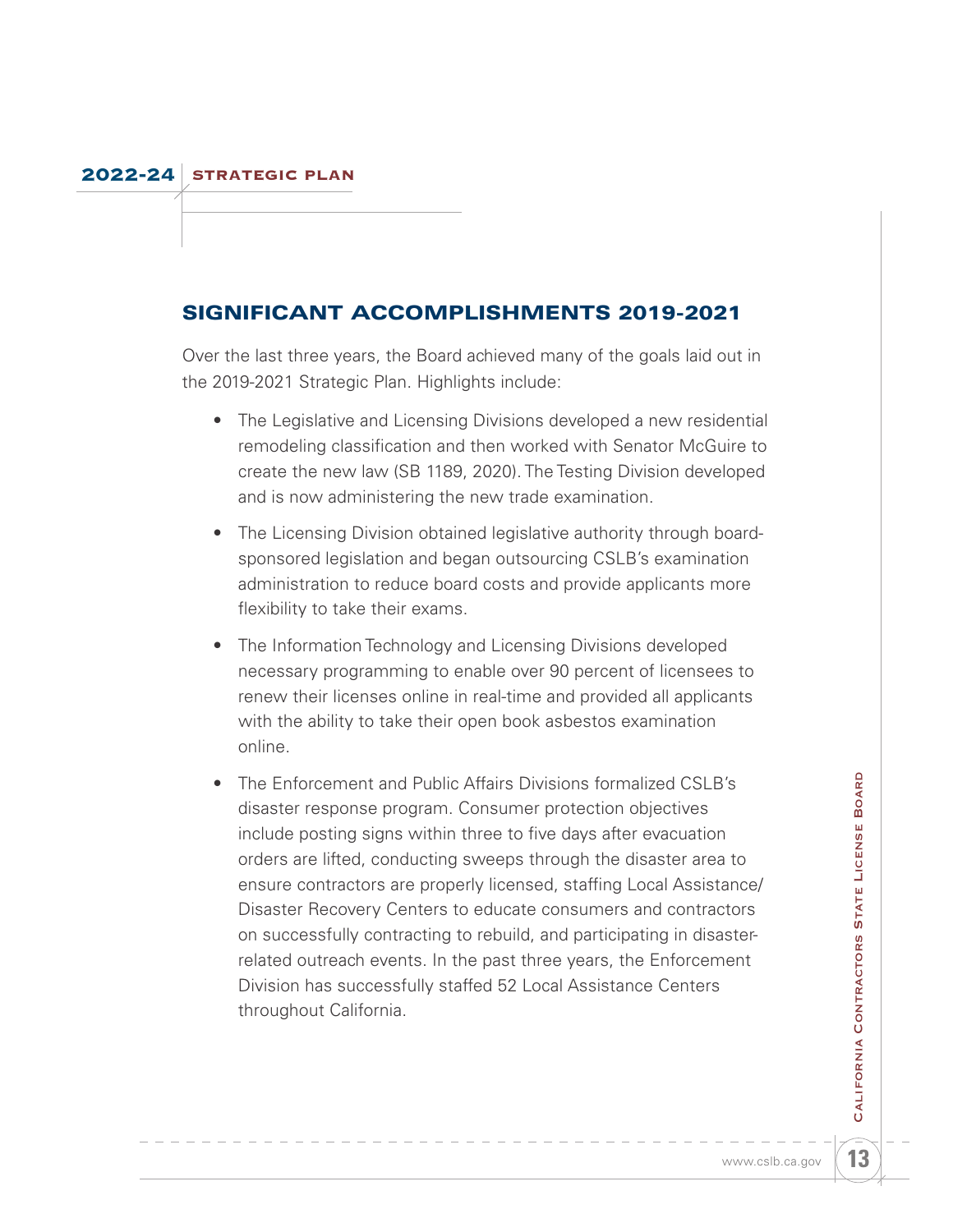## SIGNIFICANT ACCOMPLISHMENTS 2019-2021

Over the last three years, the Board achieved many of the goals laid out in the 2019-2021 Strategic Plan. Highlights include:

- The Legislative and Licensing Divisions developed a new residential remodeling classification and then worked with Senator McGuire to create the new law (SB 1189, 2020). The Testing Division developed and is now administering the new trade examination.
- The Licensing Division obtained legislative authority through board-sponsored legislation and began outsourcing CSLB's examination administration to reduce board costs and provide applicants more flexibility to take their exams.
- The Information Technology and Licensing Divisions developed necessary programming to enable over 90 percent of licensees to renew their licenses online in real-time and provided all applicants with the ability to take their open book asbestos examination online.
- The Enforcement and Public Affairs Divisions formalized CSLB's disaster response program. Consumer protection objectives include posting signs within three to five days after evacuation orders are lifted, conducting sweeps through the disaster area to ensure contractors are properly licensed, staffing Local Assistance/Disaster Recovery Centers to educate consumers and contractors on successfully contracting to rebuild, and participating in disaster-related outreach events. In the past three years, the Enforcement Division has successfully staffed 52 Local Assistance Centers throughout California.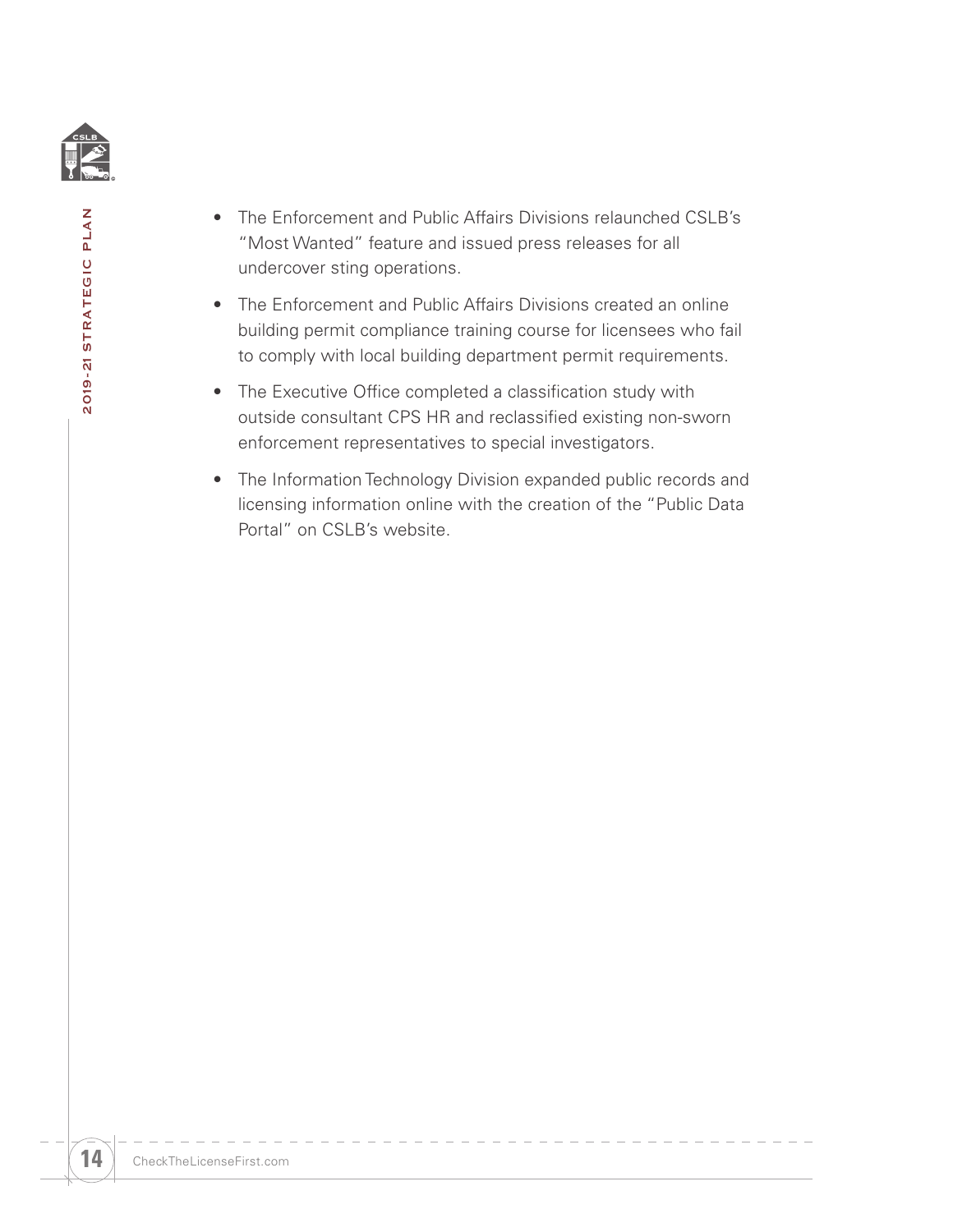- The Enforcement and Public Affairs Divisions relaunched CSLB's "Most Wanted" feature and issued press releases for all undercover sting operations.
- The Enforcement and Public Affairs Divisions created an online building permit compliance training course for licensees who fail to comply with local building department permit requirements.
- The Executive Office completed a classification study with outside consultant CPS HR and reclassified existing non-sworn enforcement representatives to special investigators.
- The Information Technology Division expanded public records and licensing information online with the creation of the "Public Data Portal" on CSLB's website.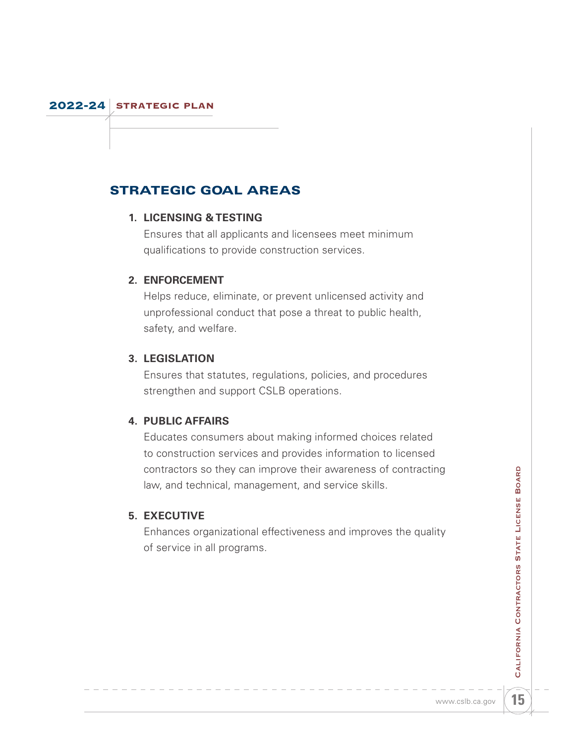## STRATEGIC GOAL AREAS

1. **LICENSING & TESTING**

   Ensures that all applicants and licensees meet minimum qualifications to provide construction services.

2. **ENFORCEMENT**

   Helps reduce, eliminate, or prevent unlicensed activity and unprofessional conduct that pose a threat to public health, safety, and welfare.

3. **LEGISLATION**

   Ensures that statutes, regulations, policies, and procedures strengthen and support CSLB operations.

4. **PUBLIC AFFAIRS**

   Educates consumers about making informed choices related to construction services and provides information to licensed contractors so they can improve their awareness of contracting law, and technical, management, and service skills.

5. **EXECUTIVE**

   Enhances organizational effectiveness and improves the quality of service in all programs.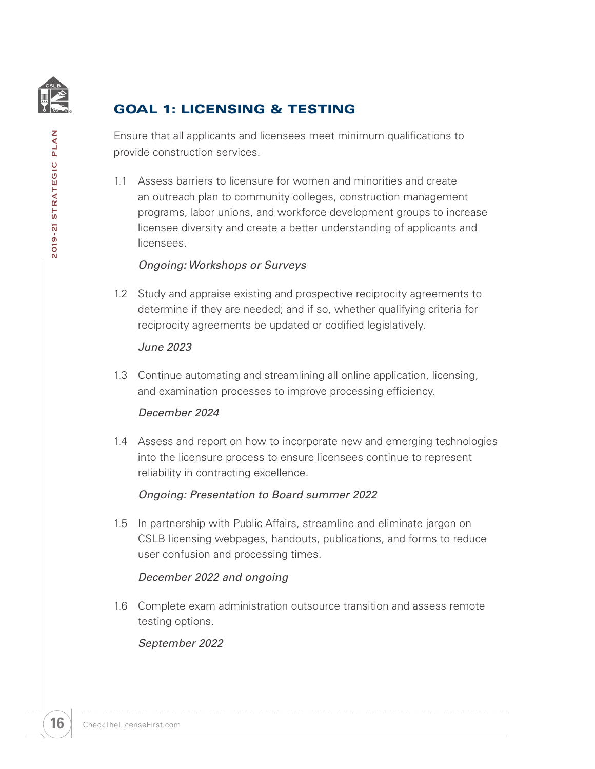## GOAL 1: LICENSING & TESTING

Ensure that all applicants and licensees meet minimum qualifications to provide construction services.

1.1 Assess barriers to licensure for women and minorities and create an outreach plan to community colleges, construction management programs, labor unions, and workforce development groups to increase licensee diversity and create a better understanding of applicants and licensees.

*Ongoing: Workshops or Surveys*

1.2 Study and appraise existing and prospective reciprocity agreements to determine if they are needed; and if so, whether qualifying criteria for reciprocity agreements be updated or codified legislatively.

*June 2023*

1.3 Continue automating and streamlining all online application, licensing, and examination processes to improve processing efficiency.

*December 2024*

1.4 Assess and report on how to incorporate new and emerging technologies into the licensure process to ensure licensees continue to represent reliability in contracting excellence.

*Ongoing: Presentation to Board summer 2022*

1.5 In partnership with Public Affairs, streamline and eliminate jargon on CSLB licensing webpages, handouts, publications, and forms to reduce user confusion and processing times.

*December 2022 and ongoing*

1.6 Complete exam administration outsource transition and assess remote testing options.

*September 2022*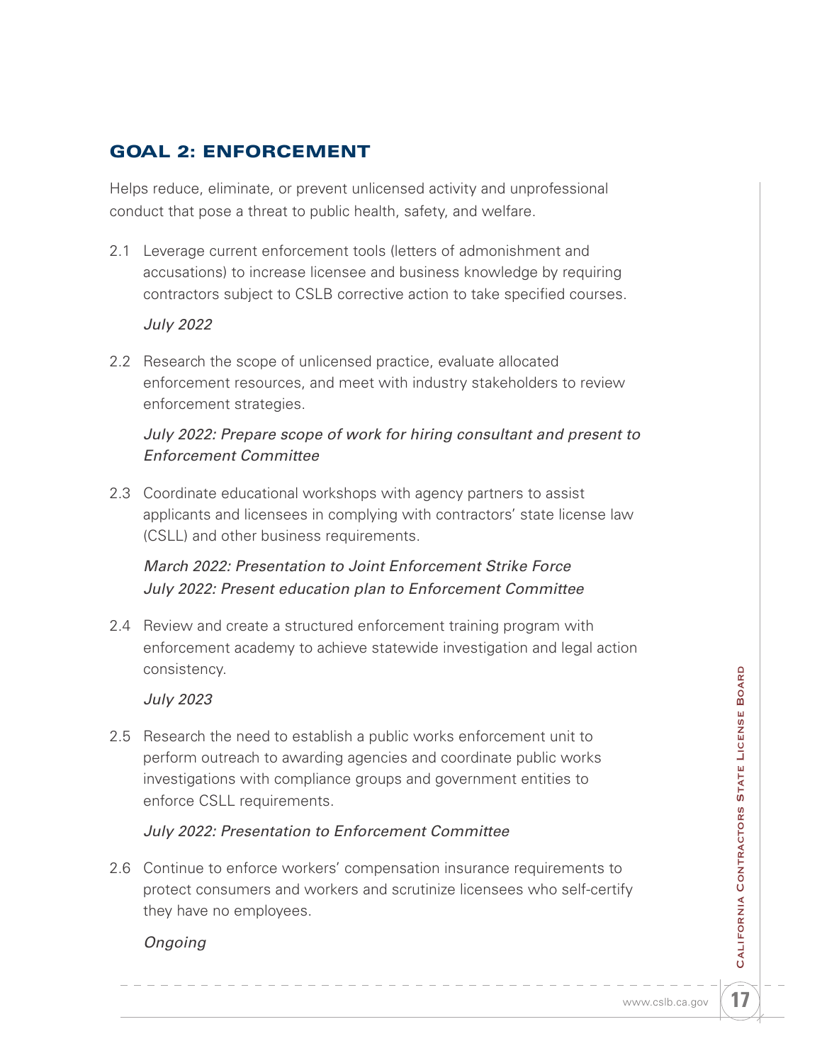## GOAL 2: ENFORCEMENT

Helps reduce, eliminate, or prevent unlicensed activity and unprofessional conduct that pose a threat to public health, safety, and welfare.

2.1 Leverage current enforcement tools (letters of admonishment and accusations) to increase licensee and business knowledge by requiring contractors subject to CSLB corrective action to take specified courses.

*July 2022*

2.2 Research the scope of unlicensed practice, evaluate allocated enforcement resources, and meet with industry stakeholders to review enforcement strategies.

*July 2022: Prepare scope of work for hiring consultant and present to Enforcement Committee*

2.3 Coordinate educational workshops with agency partners to assist applicants and licensees in complying with contractors' state license law (CSLL) and other business requirements.

*March 2022: Presentation to Joint Enforcement Strike Force*
*July 2022: Present education plan to Enforcement Committee*

2.4 Review and create a structured enforcement training program with enforcement academy to achieve statewide investigation and legal action consistency.

*July 2023*

2.5 Research the need to establish a public works enforcement unit to perform outreach to awarding agencies and coordinate public works investigations with compliance groups and government entities to enforce CSLL requirements.

*July 2022: Presentation to Enforcement Committee*

2.6 Continue to enforce workers' compensation insurance requirements to protect consumers and workers and scrutinize licensees who self-certify they have no employees.

*Ongoing*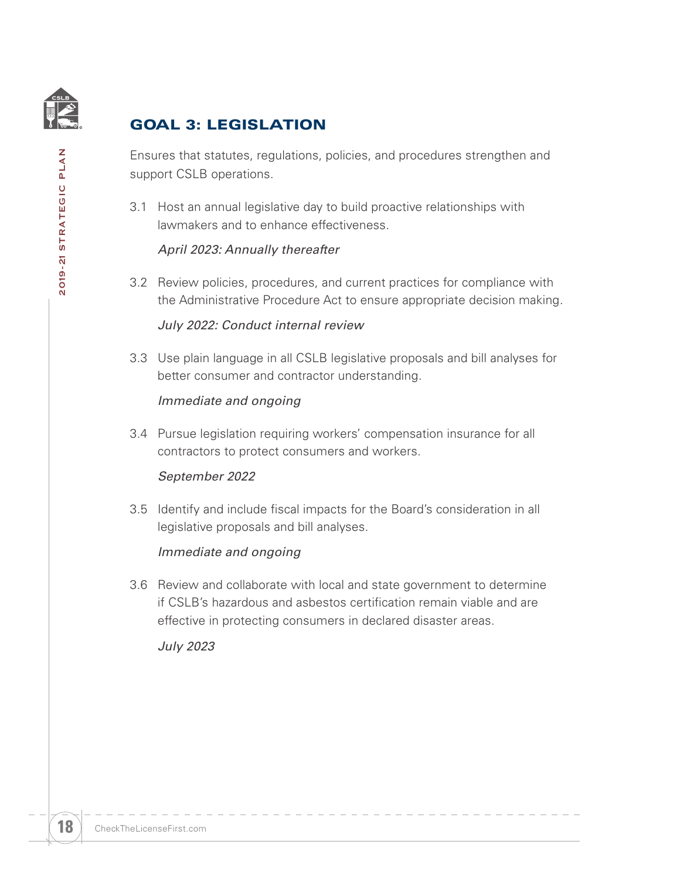## GOAL 3: LEGISLATION

Ensures that statutes, regulations, policies, and procedures strengthen and support CSLB operations.

3.1 Host an annual legislative day to build proactive relationships with lawmakers and to enhance effectiveness.

*April 2023: Annually thereafter*

3.2 Review policies, procedures, and current practices for compliance with the Administrative Procedure Act to ensure appropriate decision making.

*July 2022: Conduct internal review*

3.3 Use plain language in all CSLB legislative proposals and bill analyses for better consumer and contractor understanding.

*Immediate and ongoing*

3.4 Pursue legislation requiring workers' compensation insurance for all contractors to protect consumers and workers.

*September 2022*

3.5 Identify and include fiscal impacts for the Board's consideration in all legislative proposals and bill analyses.

*Immediate and ongoing*

3.6 Review and collaborate with local and state government to determine if CSLB's hazardous and asbestos certification remain viable and are effective in protecting consumers in declared disaster areas.

*July 2023*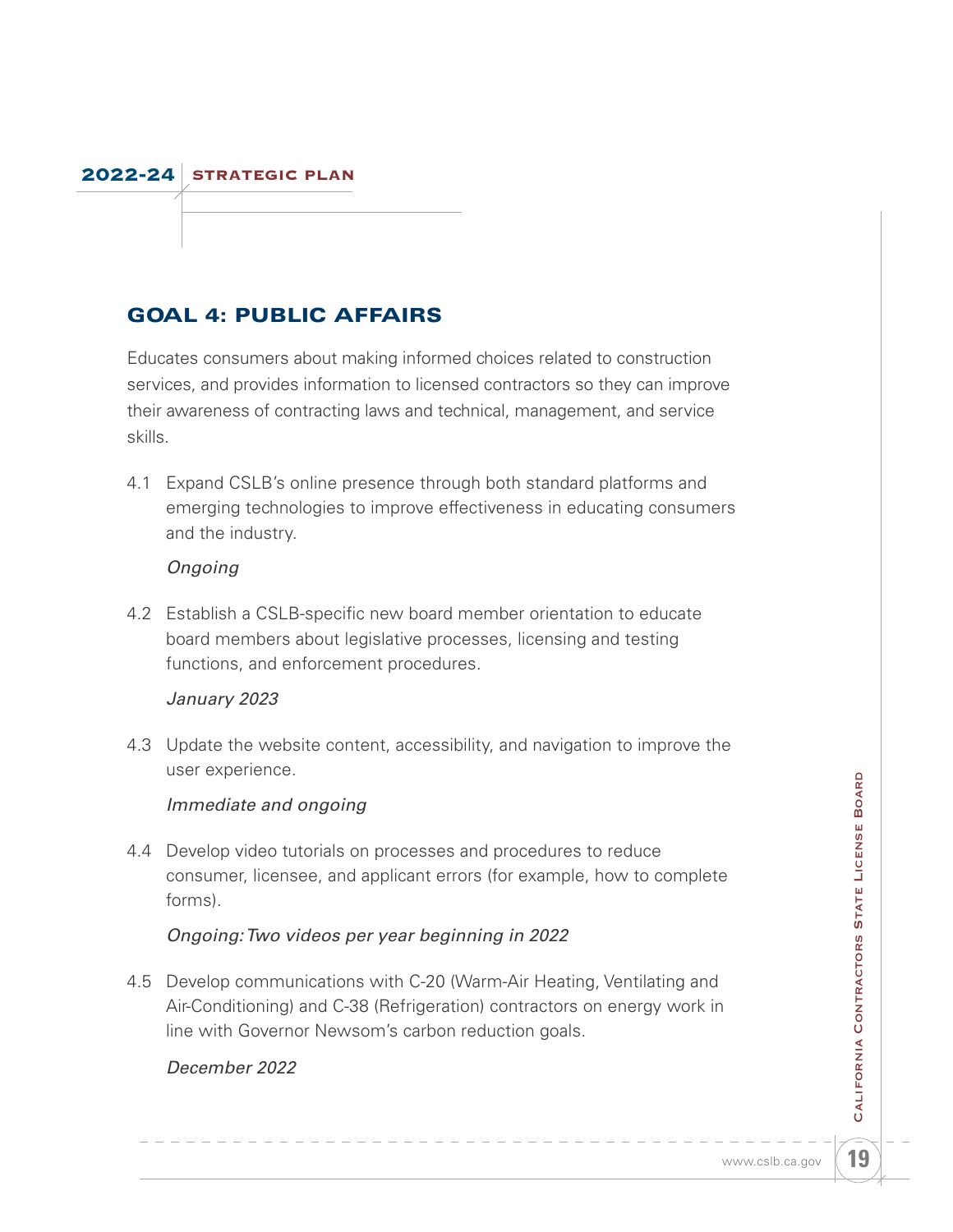## GOAL 4: PUBLIC AFFAIRS

Educates consumers about making informed choices related to construction services, and provides information to licensed contractors so they can improve their awareness of contracting laws and technical, management, and service skills.

4.1 Expand CSLB's online presence through both standard platforms and emerging technologies to improve effectiveness in educating consumers and the industry.

*Ongoing*

4.2 Establish a CSLB-specific new board member orientation to educate board members about legislative processes, licensing and testing functions, and enforcement procedures.

*January 2023*

4.3 Update the website content, accessibility, and navigation to improve the user experience.

*Immediate and ongoing*

4.4 Develop video tutorials on processes and procedures to reduce consumer, licensee, and applicant errors (for example, how to complete forms).

*Ongoing: Two videos per year beginning in 2022*

4.5 Develop communications with C-20 (Warm-Air Heating, Ventilating and Air-Conditioning) and C-38 (Refrigeration) contractors on energy work in line with Governor Newsom's carbon reduction goals.

*December 2022*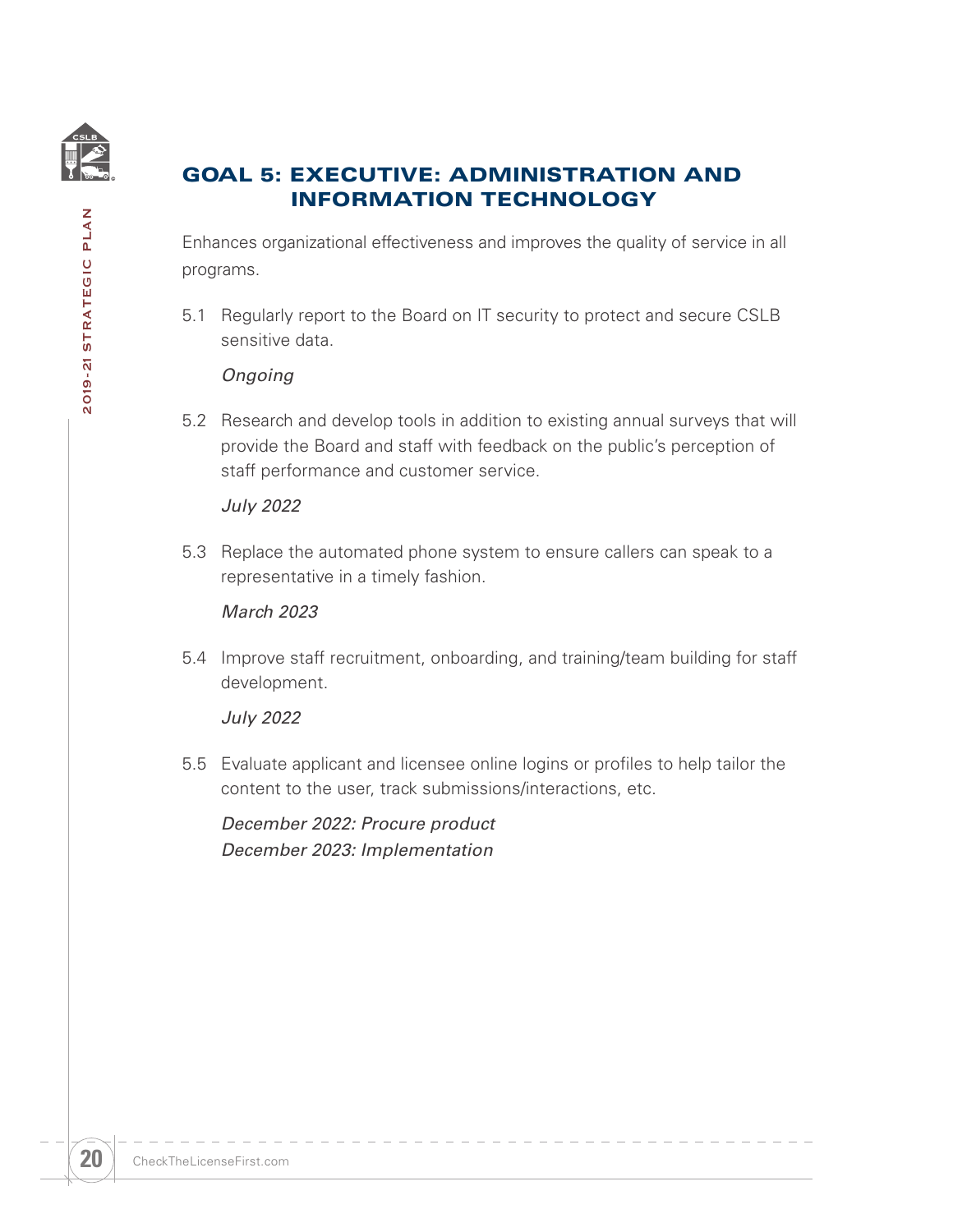## GOAL 5: EXECUTIVE: ADMINISTRATION AND INFORMATION TECHNOLOGY

Enhances organizational effectiveness and improves the quality of service in all programs.

5.1 Regularly report to the Board on IT security to protect and secure CSLB sensitive data.

*Ongoing*

5.2 Research and develop tools in addition to existing annual surveys that will provide the Board and staff with feedback on the public's perception of staff performance and customer service.

*July 2022*

5.3 Replace the automated phone system to ensure callers can speak to a representative in a timely fashion.

*March 2023*

5.4 Improve staff recruitment, onboarding, and training/team building for staff development.

*July 2022*

5.5 Evaluate applicant and licensee online logins or profiles to help tailor the content to the user, track submissions/interactions, etc.

*December 2022: Procure product*
*December 2023: Implementation*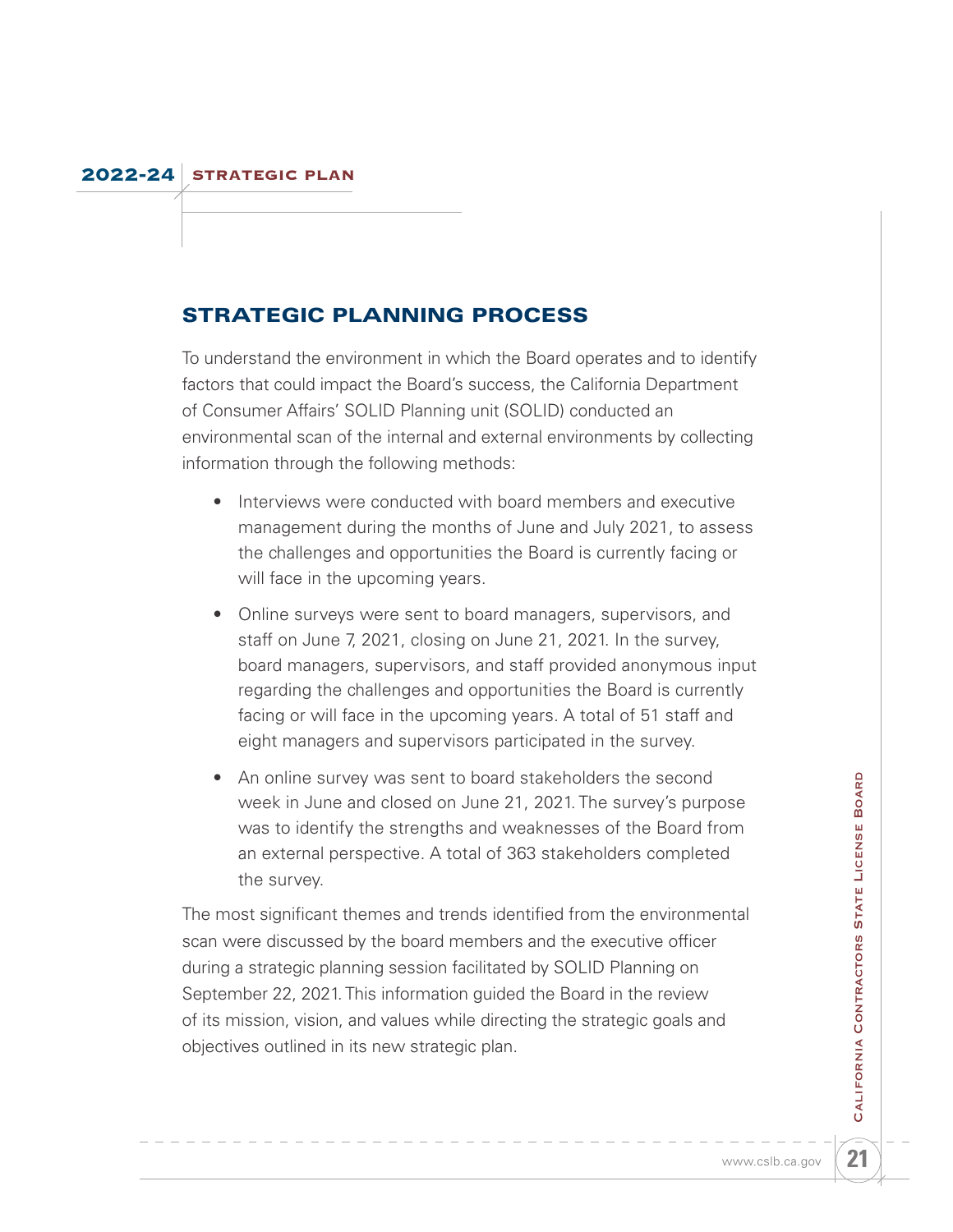## STRATEGIC PLANNING PROCESS

To understand the environment in which the Board operates and to identify factors that could impact the Board's success, the California Department of Consumer Affairs' SOLID Planning unit (SOLID) conducted an environmental scan of the internal and external environments by collecting information through the following methods:

- Interviews were conducted with board members and executive management during the months of June and July 2021, to assess the challenges and opportunities the Board is currently facing or will face in the upcoming years.
- Online surveys were sent to board managers, supervisors, and staff on June 7, 2021, closing on June 21, 2021. In the survey, board managers, supervisors, and staff provided anonymous input regarding the challenges and opportunities the Board is currently facing or will face in the upcoming years. A total of 51 staff and eight managers and supervisors participated in the survey.
- An online survey was sent to board stakeholders the second week in June and closed on June 21, 2021. The survey's purpose was to identify the strengths and weaknesses of the Board from an external perspective. A total of 363 stakeholders completed the survey.

The most significant themes and trends identified from the environmental scan were discussed by the board members and the executive officer during a strategic planning session facilitated by SOLID Planning on September 22, 2021. This information guided the Board in the review of its mission, vision, and values while directing the strategic goals and objectives outlined in its new strategic plan.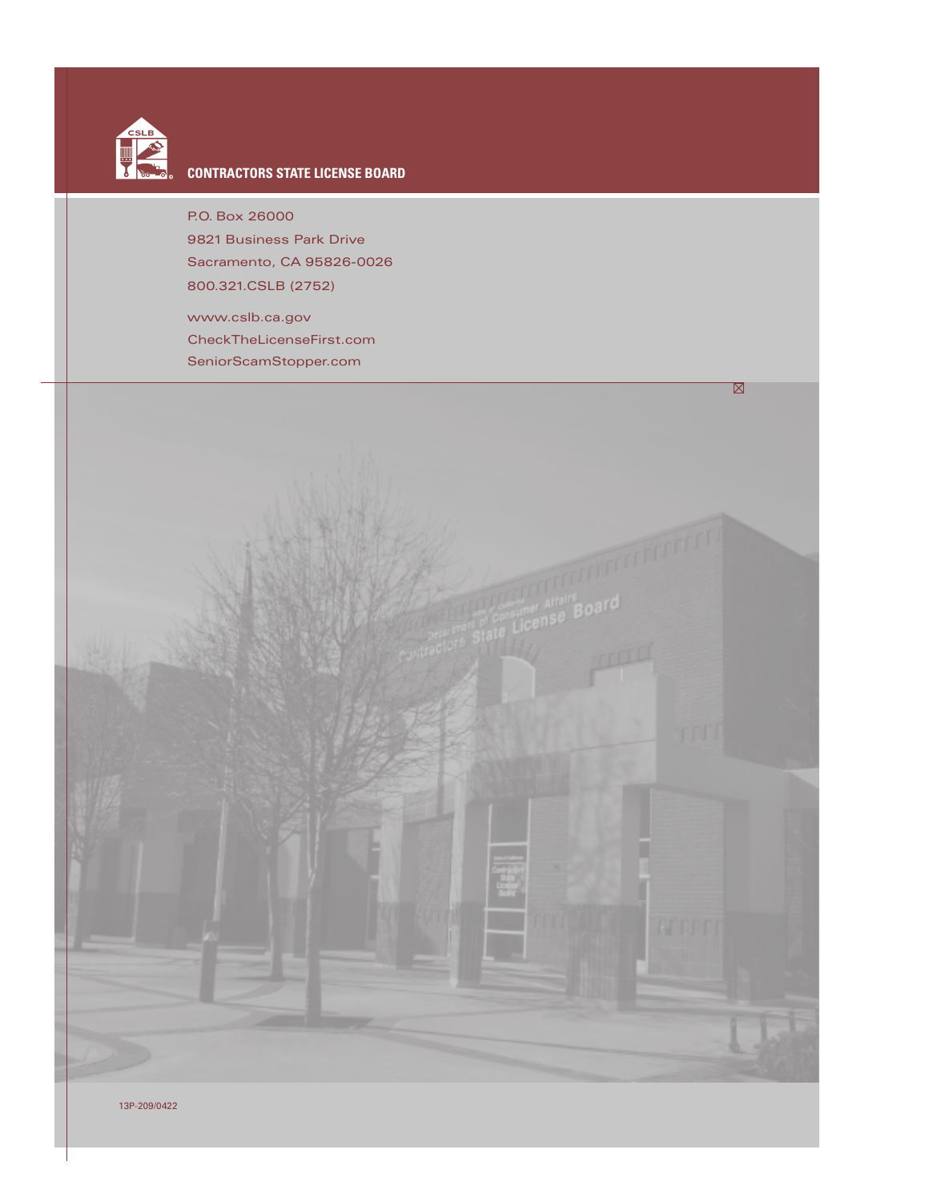**CONTRACTORS STATE LICENSE BOARD**

P.O. Box 26000
9821 Business Park Drive
Sacramento, CA 95826-0026
800.321.CSLB (2752)

www.cslb.ca.gov
CheckTheLicenseFirst.com
SeniorScamStopper.com

13P-209/0422